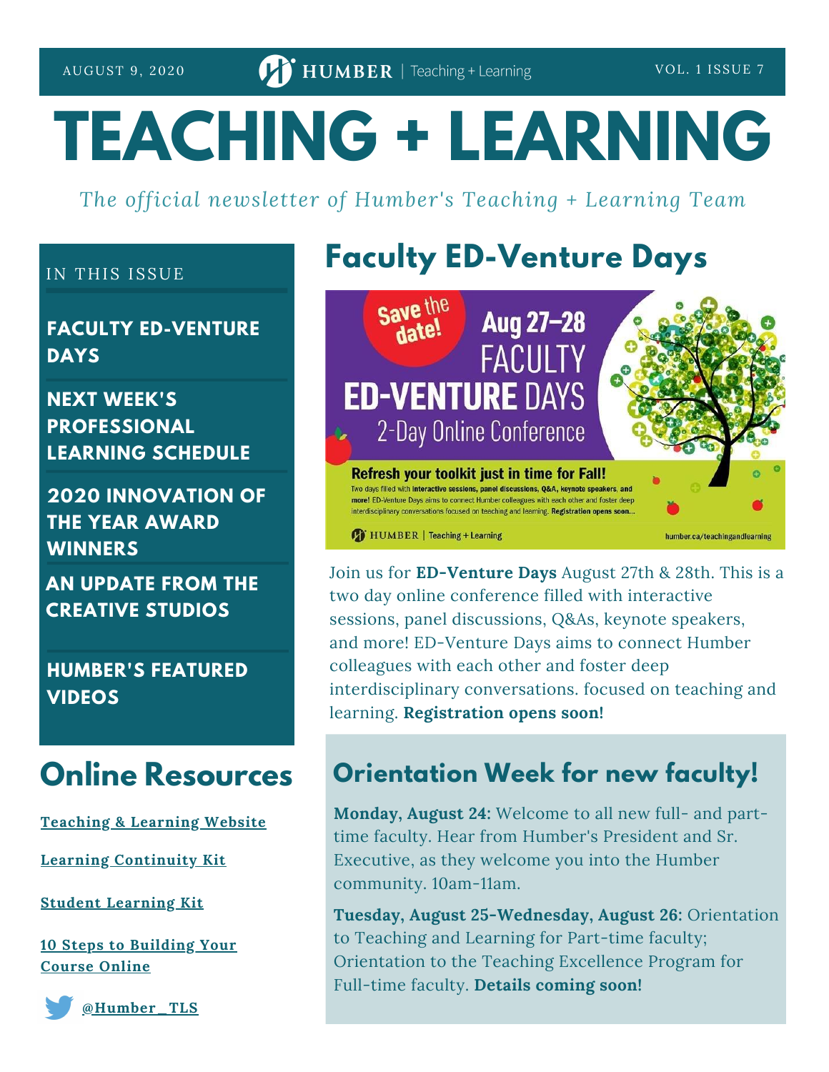AUGUST 9, 2020 | HUMBER | Teaching + Learning | VOL. 1 ISSUE 7

# TEACHING + LEARNING

*The official newsletter of Humber's Teaching + Learning Team*

IN THIS ISSUE

**FACULTY ED-VENTURE DAYS**

**NEXT WEEK'S PROFESSIONAL LEARNING SCHEDULE**

**2020 INNOVATION OF THE YEAR AWARD WINNERS**

**AN UPDATE FROM THE CREATIVE STUDIOS**

**HUMBER'S FEATURED VIDEOS**

## Online Resources

[Teaching & Learning Website]

[Learning Continuity Kit]

[Student Learning Kit]

[10 Steps to Building Your Course Online]

[@Humber_TLS]

## Faculty ED-Venture Days

Save the date! Aug 27–28 FACULTY ED-VENTURE DAYS 2-Day Online Conference

**Refresh your toolkit just in time for Fall!**

Two days filled with **interactive sessions, panel discussions, Q&A, keynote speakers, and more!** ED-Venture Days aims to connect Humber colleagues with each other and foster deep interdisciplinary conversations focused on teaching and learning. **Registration opens soon...**

HUMBER | Teaching + Learning humber.ca/teachingandlearning

Join us for **ED-Venture Days** August 27th & 28th. This is a two day online conference filled with interactive sessions, panel discussions, Q&As, keynote speakers, and more! ED-Venture Days aims to connect Humber colleagues with each other and foster deep interdisciplinary conversations. focused on teaching and learning. **Registration opens soon!**

## Orientation Week for new faculty!

**Monday, August 24:** Welcome to all new full- and part-time faculty. Hear from Humber's President and Sr. Executive, as they welcome you into the Humber community. 10am-11am.

**Tuesday, August 25-Wednesday, August 26:** Orientation to Teaching and Learning for Part-time faculty; Orientation to the Teaching Excellence Program for Full-time faculty. **Details coming soon!**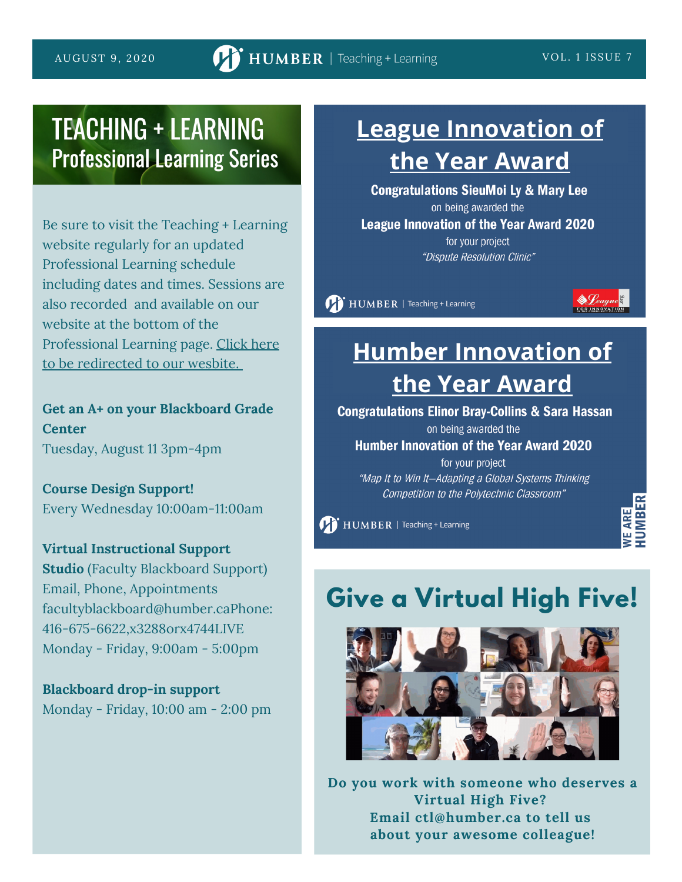# TEACHING + LEARNING
## Professional Learning Series

Be sure to visit the Teaching + Learning website regularly for an updated Professional Learning schedule including dates and times. Sessions are also recorded and available on our website at the bottom of the Professional Learning page. Click here to be redirected to our wesbite.

**Get an A+ on your Blackboard Grade Center**
Tuesday, August 11 3pm-4pm

**Course Design Support!**
Every Wednesday 10:00am-11:00am

**Virtual Instructional Support Studio** (Faculty Blackboard Support)
Email, Phone, Appointments
facultyblackboard@humber.caPhone: 416-675-6622,x3288orx4744LIVE
Monday - Friday, 9:00am - 5:00pm

**Blackboard drop-in support**
Monday - Friday, 10:00 am - 2:00 pm

# League Innovation of the Year Award

**Congratulations SieuMoi Ly & Mary Lee**
on being awarded the
**League Innovation of the Year Award 2020**
for your project
*"Dispute Resolution Clinic"*

HUMBER | Teaching + Learning

# Humber Innovation of the Year Award

**Congratulations Elinor Bray-Collins & Sara Hassan**
on being awarded the
**Humber Innovation of the Year Award 2020**
for your project
*"Map It to Win It–Adapting a Global Systems Thinking Competition to the Polytechnic Classroom"*

HUMBER | Teaching + Learning

WE ARE HUMBER

# Give a Virtual High Five!

**Do you work with someone who deserves a Virtual High Five? Email ctl@humber.ca to tell us about your awesome colleague!**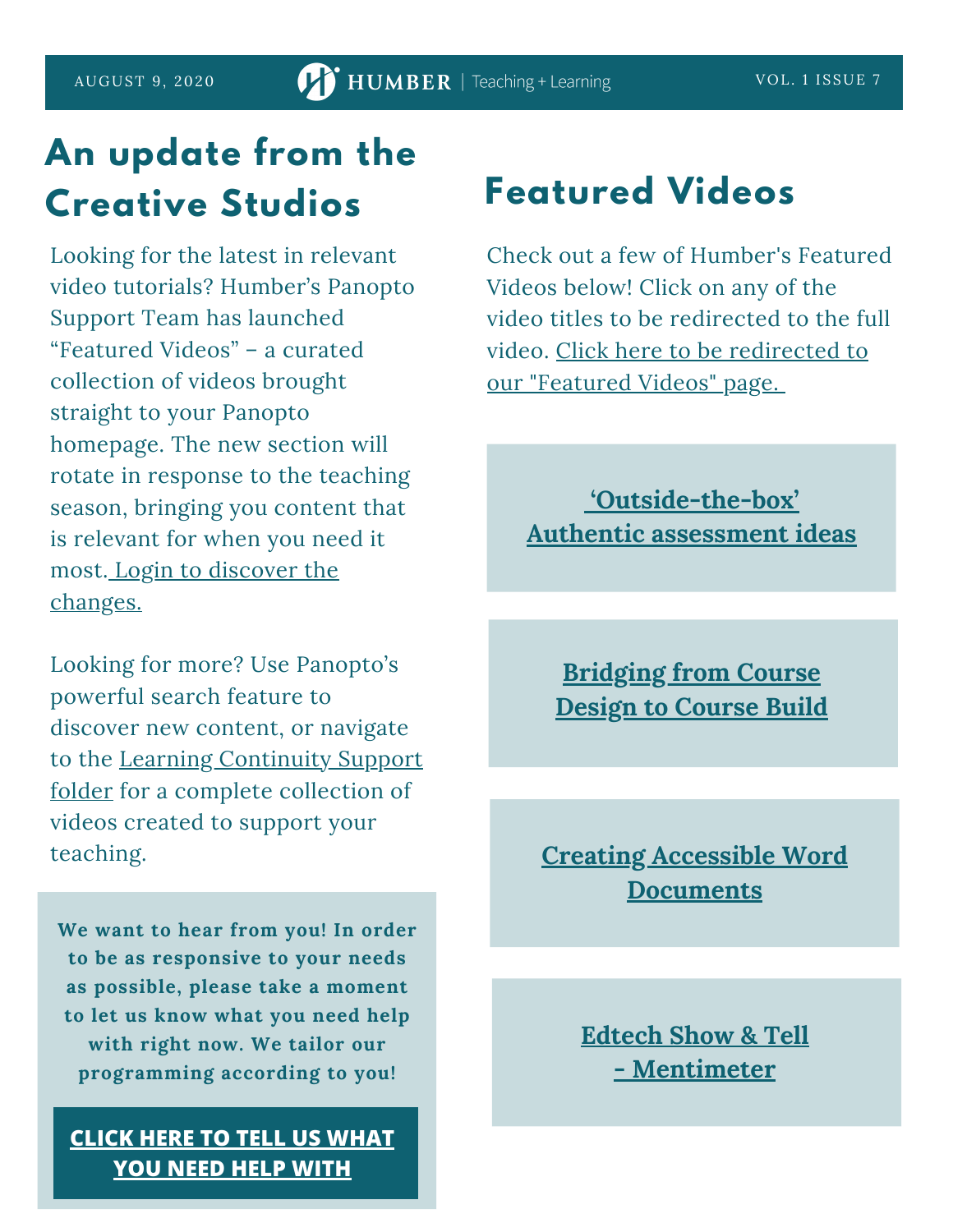## An update from the Creative Studios

Looking for the latest in relevant video tutorials? Humber's Panopto Support Team has launched "Featured Videos" – a curated collection of videos brought straight to your Panopto homepage. The new section will rotate in response to the teaching season, bringing you content that is relevant for when you need it most. Login to discover the changes.

Looking for more? Use Panopto's powerful search feature to discover new content, or navigate to the Learning Continuity Support folder for a complete collection of videos created to support your teaching.

**We want to hear from you! In order to be as responsive to your needs as possible, please take a moment to let us know what you need help with right now. We tailor our programming according to you!**

**CLICK HERE TO TELL US WHAT YOU NEED HELP WITH**

## Featured Videos

Check out a few of Humber's Featured Videos below! Click on any of the video titles to be redirected to the full video. Click here to be redirected to our "Featured Videos" page.

**'Outside-the-box' Authentic assessment ideas**

**Bridging from Course Design to Course Build**

**Creating Accessible Word Documents**

**Edtech Show & Tell - Mentimeter**